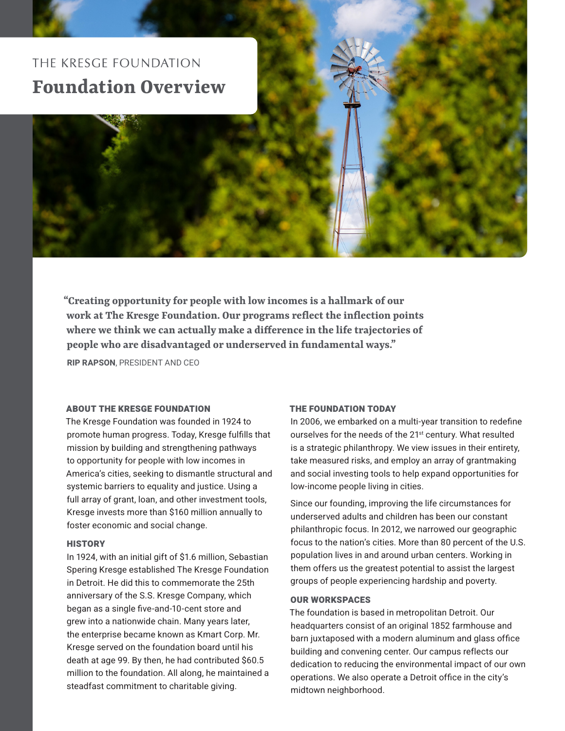THE KRESGE FOUNDATION

# Foundation Overview

> **"Creating opportunity for people with low incomes is a hallmark of our work at The Kresge Foundation. Our programs reflect the inflection points where we think we can actually make a difference in the life trajectories of people who are disadvantaged or underserved in fundamental ways."**
>
> **RIP RAPSON**, PRESIDENT AND CEO

## ABOUT THE KRESGE FOUNDATION

The Kresge Foundation was founded in 1924 to promote human progress. Today, Kresge fulfills that mission by building and strengthening pathways to opportunity for people with low incomes in America's cities, seeking to dismantle structural and systemic barriers to equality and justice. Using a full array of grant, loan, and other investment tools, Kresge invests more than $160 million annually to foster economic and social change.

## HISTORY

In 1924, with an initial gift of $1.6 million, Sebastian Spering Kresge established The Kresge Foundation in Detroit. He did this to commemorate the 25th anniversary of the S.S. Kresge Company, which began as a single five-and-10-cent store and grew into a nationwide chain. Many years later, the enterprise became known as Kmart Corp. Mr. Kresge served on the foundation board until his death at age 99. By then, he had contributed $60.5 million to the foundation. All along, he maintained a steadfast commitment to charitable giving.

## THE FOUNDATION TODAY

In 2006, we embarked on a multi-year transition to redefine ourselves for the needs of the 21st century. What resulted is a strategic philanthropy. We view issues in their entirety, take measured risks, and employ an array of grantmaking and social investing tools to help expand opportunities for low-income people living in cities.

Since our founding, improving the life circumstances for underserved adults and children has been our constant philanthropic focus. In 2012, we narrowed our geographic focus to the nation's cities. More than 80 percent of the U.S. population lives in and around urban centers. Working in them offers us the greatest potential to assist the largest groups of people experiencing hardship and poverty.

## OUR WORKSPACES

The foundation is based in metropolitan Detroit. Our headquarters consist of an original 1852 farmhouse and barn juxtaposed with a modern aluminum and glass office building and convening center. Our campus reflects our dedication to reducing the environmental impact of our own operations. We also operate a Detroit office in the city's midtown neighborhood.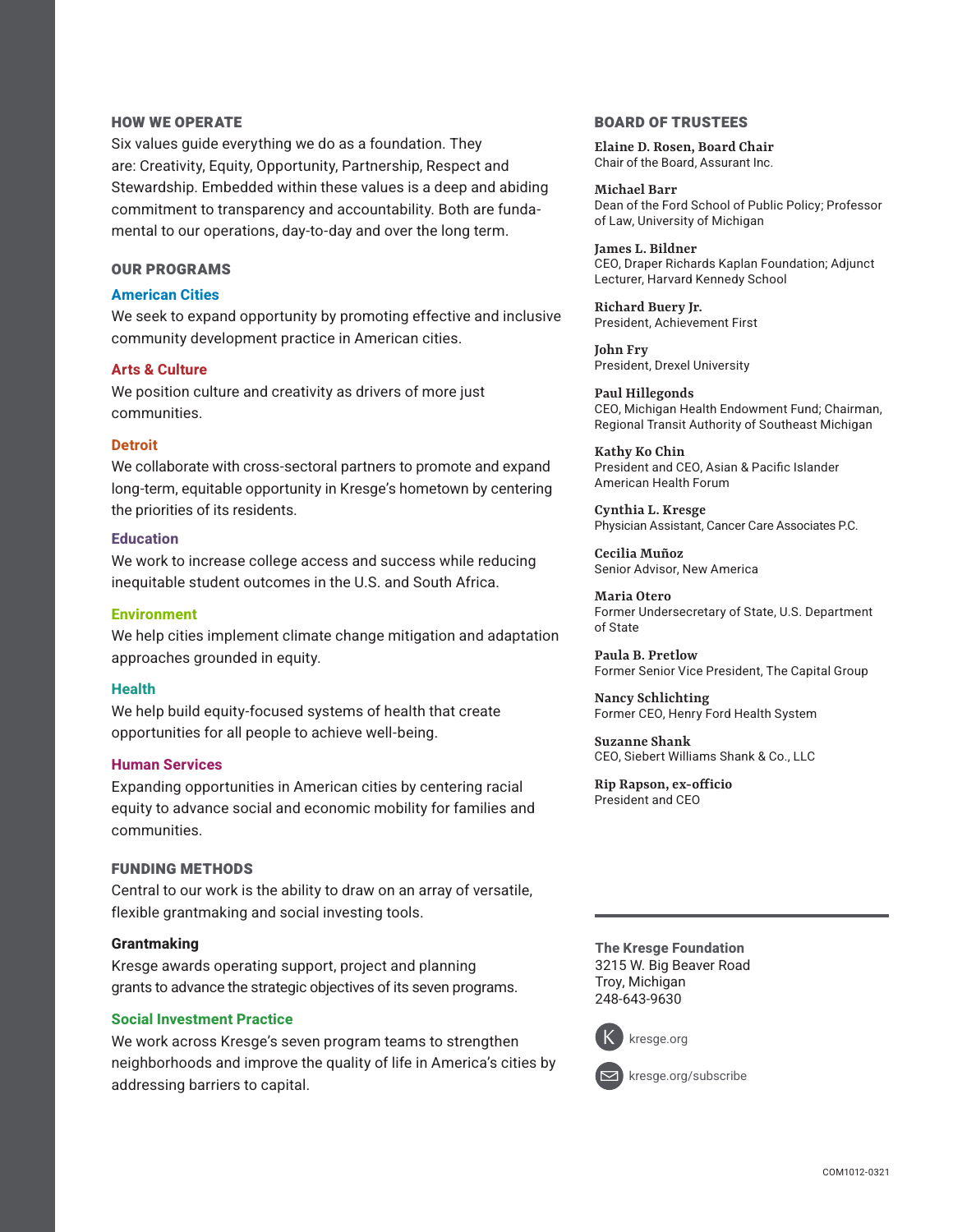## HOW WE OPERATE

Six values guide everything we do as a foundation. They are: Creativity, Equity, Opportunity, Partnership, Respect and Stewardship. Embedded within these values is a deep and abiding commitment to transparency and accountability. Both are fundamental to our operations, day-to-day and over the long term.

## OUR PROGRAMS

### American Cities

We seek to expand opportunity by promoting effective and inclusive community development practice in American cities.

### Arts & Culture

We position culture and creativity as drivers of more just communities.

### Detroit

We collaborate with cross-sectoral partners to promote and expand long-term, equitable opportunity in Kresge's hometown by centering the priorities of its residents.

### Education

We work to increase college access and success while reducing inequitable student outcomes in the U.S. and South Africa.

### Environment

We help cities implement climate change mitigation and adaptation approaches grounded in equity.

### Health

We help build equity-focused systems of health that create opportunities for all people to achieve well-being.

### Human Services

Expanding opportunities in American cities by centering racial equity to advance social and economic mobility for families and communities.

## FUNDING METHODS

Central to our work is the ability to draw on an array of versatile, flexible grantmaking and social investing tools.

### Grantmaking

Kresge awards operating support, project and planning grants to advance the strategic objectives of its seven programs.

### Social Investment Practice

We work across Kresge's seven program teams to strengthen neighborhoods and improve the quality of life in America's cities by addressing barriers to capital.

## BOARD OF TRUSTEES

**Elaine D. Rosen, Board Chair**
Chair of the Board, Assurant Inc.

**Michael Barr**
Dean of the Ford School of Public Policy; Professor of Law, University of Michigan

**James L. Bildner**
CEO, Draper Richards Kaplan Foundation; Adjunct Lecturer, Harvard Kennedy School

**Richard Buery Jr.**
President, Achievement First

**John Fry**
President, Drexel University

**Paul Hillegonds**
CEO, Michigan Health Endowment Fund; Chairman, Regional Transit Authority of Southeast Michigan

**Kathy Ko Chin**
President and CEO, Asian & Pacific Islander American Health Forum

**Cynthia L. Kresge**
Physician Assistant, Cancer Care Associates P.C.

**Cecilia Muñoz**
Senior Advisor, New America

**Maria Otero**
Former Undersecretary of State, U.S. Department of State

**Paula B. Pretlow**
Former Senior Vice President, The Capital Group

**Nancy Schlichting**
Former CEO, Henry Ford Health System

**Suzanne Shank**
CEO, Siebert Williams Shank & Co., LLC

**Rip Rapson, ex-officio**
President and CEO

---

**The Kresge Foundation**
3215 W. Big Beaver Road
Troy, Michigan
248-643-9630

kresge.org

kresge.org/subscribe

COM1012-0321